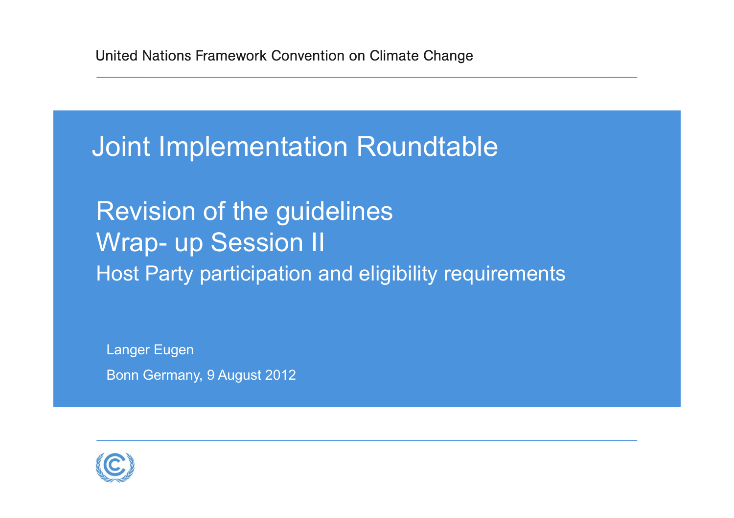United Nations Framework Convention on Climate Change

# Joint Implementation Roundtable

## Revision of the guidelines
## Wrap- up Session II

### Host Party participation and eligibility requirements

Langer Eugen

Bonn Germany, 9 August 2012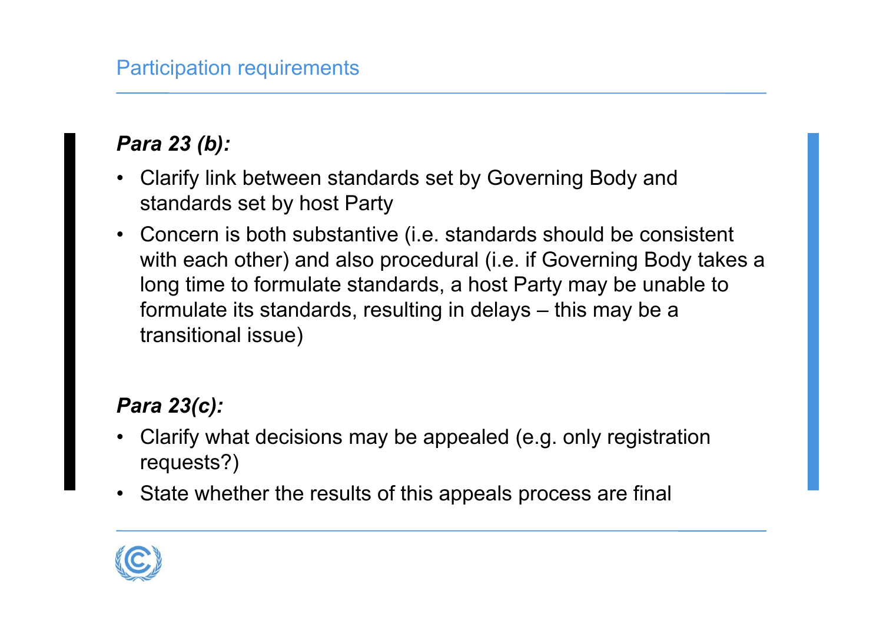## Participation requirements

***Para 23 (b):***

- Clarify link between standards set by Governing Body and standards set by host Party
- Concern is both substantive (i.e. standards should be consistent with each other) and also procedural (i.e. if Governing Body takes a long time to formulate standards, a host Party may be unable to formulate its standards, resulting in delays – this may be a transitional issue)

***Para 23(c):***

- Clarify what decisions may be appealed (e.g. only registration requests?)
- State whether the results of this appeals process are final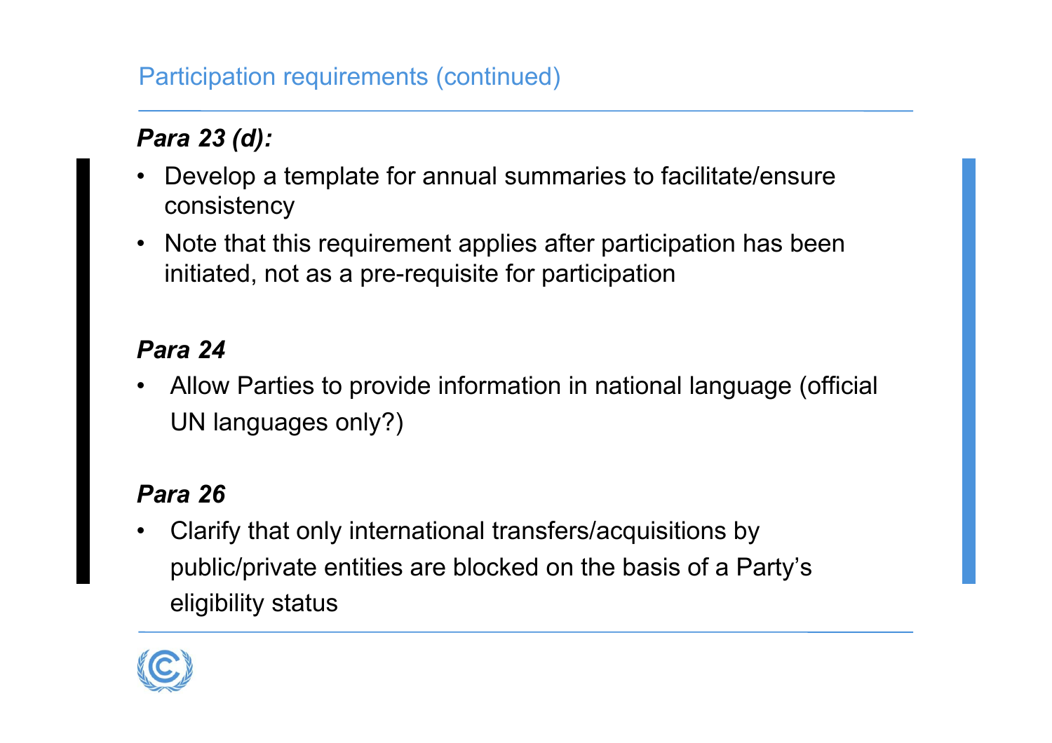## Participation requirements (continued)

***Para 23 (d):***

- Develop a template for annual summaries to facilitate/ensure consistency
- Note that this requirement applies after participation has been initiated, not as a pre-requisite for participation

***Para 24***

- Allow Parties to provide information in national language (official UN languages only?)

***Para 26***

- Clarify that only international transfers/acquisitions by public/private entities are blocked on the basis of a Party's eligibility status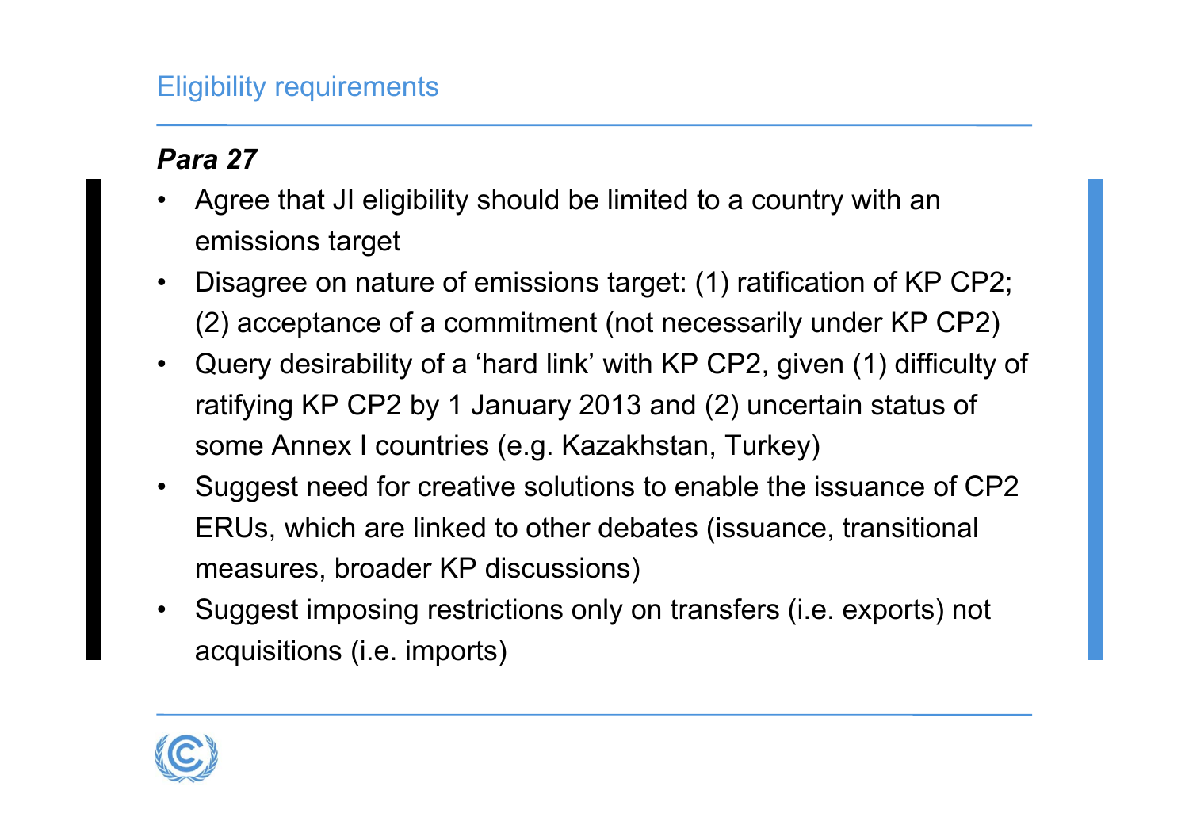## Eligibility requirements

***Para 27***

- Agree that JI eligibility should be limited to a country with an emissions target
- Disagree on nature of emissions target: (1) ratification of KP CP2; (2) acceptance of a commitment (not necessarily under KP CP2)
- Query desirability of a 'hard link' with KP CP2, given (1) difficulty of ratifying KP CP2 by 1 January 2013 and (2) uncertain status of some Annex I countries (e.g. Kazakhstan, Turkey)
- Suggest need for creative solutions to enable the issuance of CP2 ERUs, which are linked to other debates (issuance, transitional measures, broader KP discussions)
- Suggest imposing restrictions only on transfers (i.e. exports) not acquisitions (i.e. imports)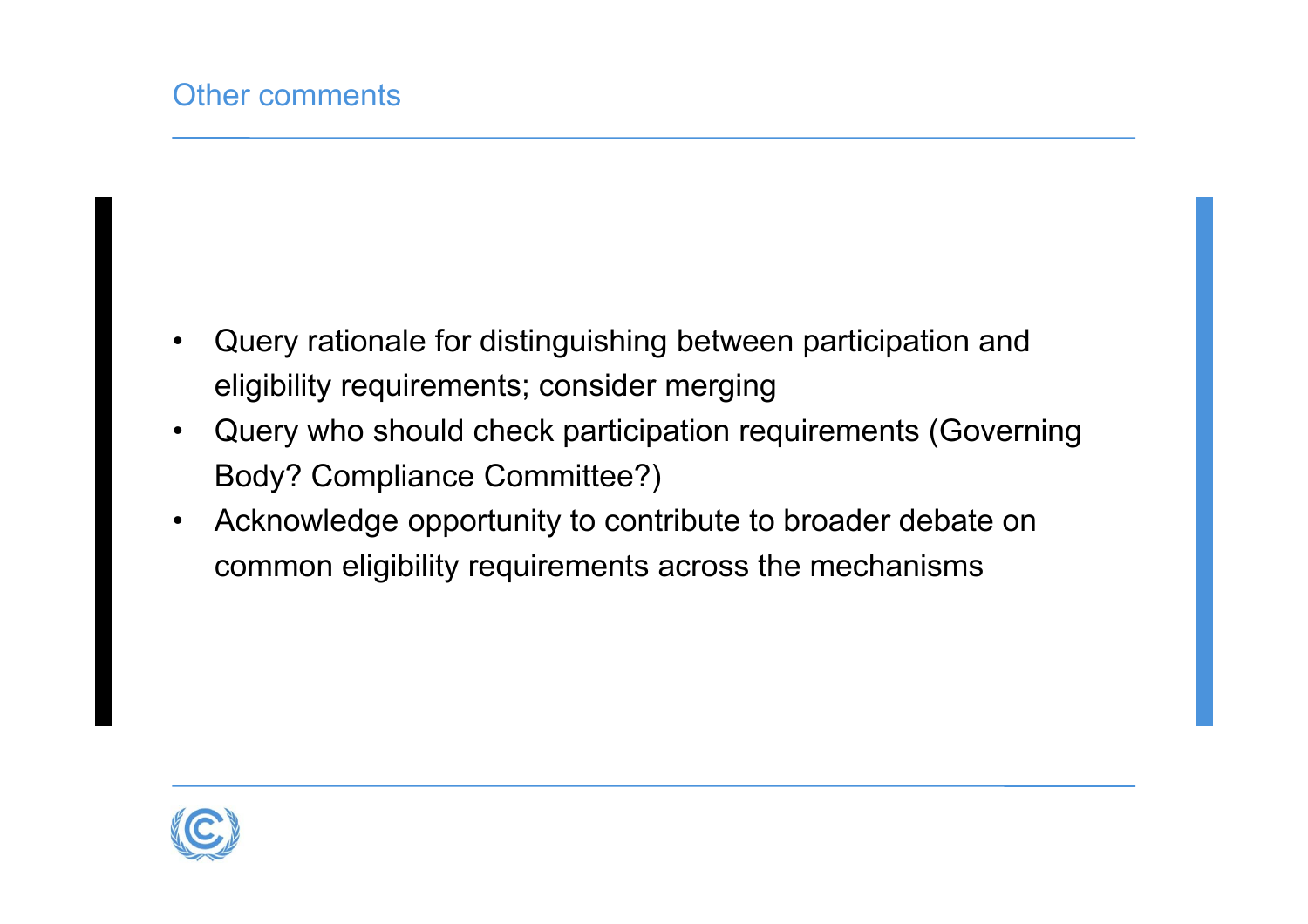## Other comments

- Query rationale for distinguishing between participation and eligibility requirements; consider merging
- Query who should check participation requirements (Governing Body? Compliance Committee?)
- Acknowledge opportunity to contribute to broader debate on common eligibility requirements across the mechanisms